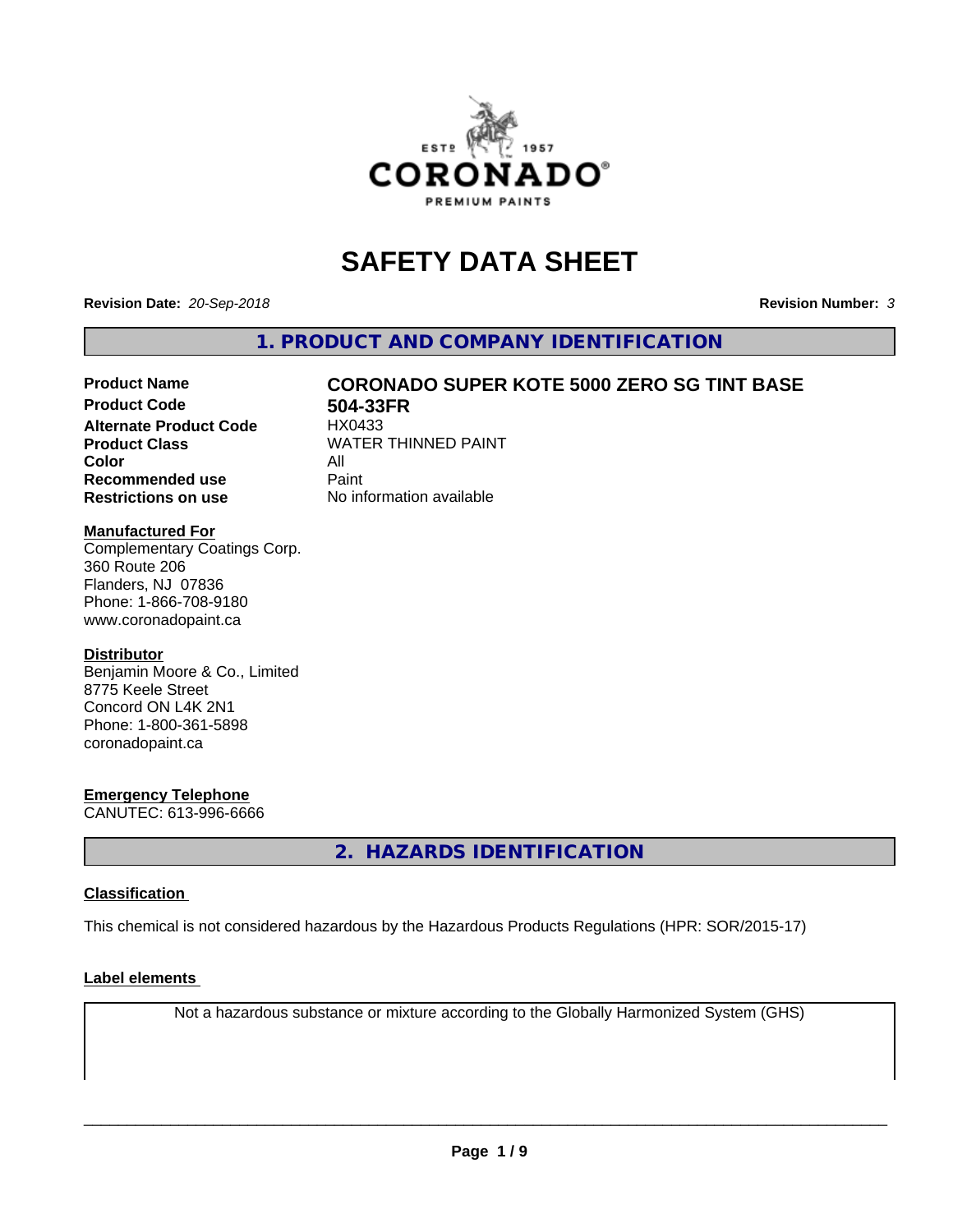# SAFETY DATA SHEET

**Revision Date:** *20-Sep-2018*

**Revision Number:** *3*

## 1. PRODUCT AND COMPANY IDENTIFICATION

| | |
|---|---|
| **Product Name** | **CORONADO SUPER KOTE 5000 ZERO SG TINT BASE** |
| **Product Code** | **504-33FR** |
| **Alternate Product Code** | HX0433 |
| **Product Class** | WATER THINNED PAINT |
| **Color** | All |
| **Recommended use** | Paint |
| **Restrictions on use** | No information available |

**Manufactured For**
Complementary Coatings Corp.
360 Route 206
Flanders, NJ 07836
Phone: 1-866-708-9180
www.coronadopaint.ca

**Distributor**
Benjamin Moore & Co., Limited
8775 Keele Street
Concord ON L4K 2N1
Phone: 1-800-361-5898
coronadopaint.ca

**Emergency Telephone**
CANUTEC: 613-996-6666

## 2. HAZARDS IDENTIFICATION

### Classification

This chemical is not considered hazardous by the Hazardous Products Regulations (HPR: SOR/2015-17)

### Label elements

Not a hazardous substance or mixture according to the Globally Harmonized System (GHS)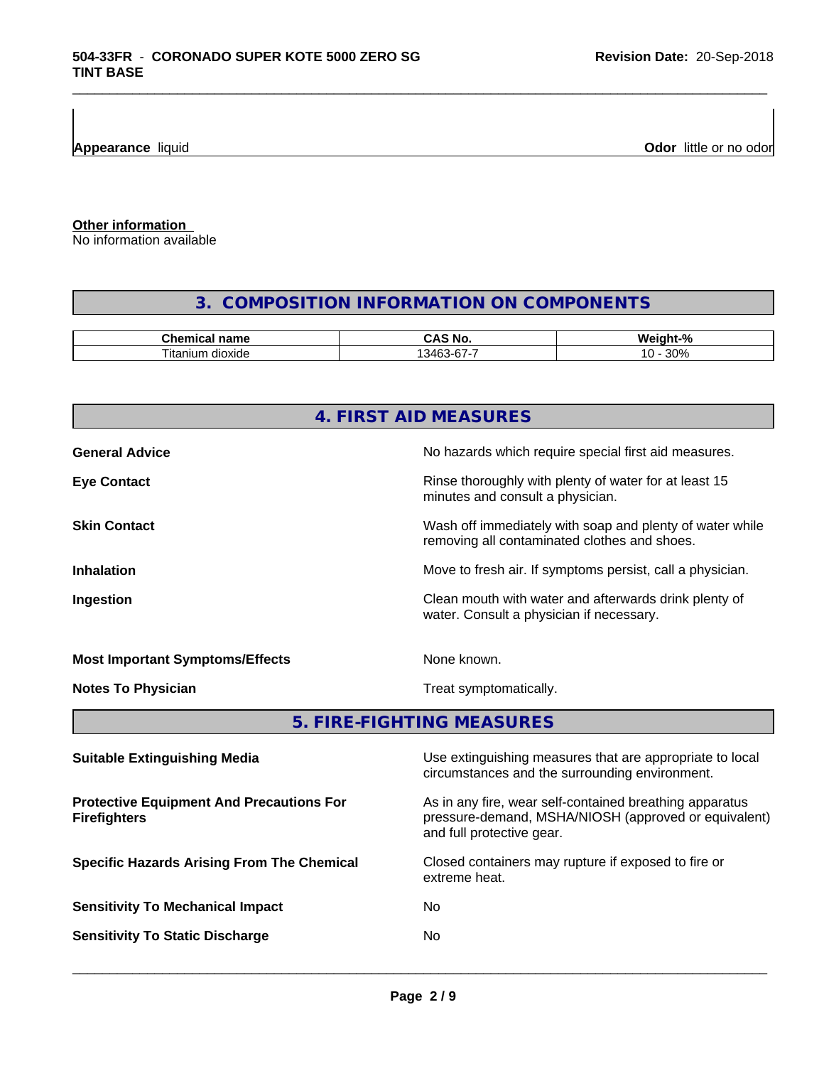**Appearance** liquid

**Odor** little or no odor

**Other information**
No information available

## 3. COMPOSITION INFORMATION ON COMPONENTS

| Chemical name | CAS No. | Weight-% |
|---|---|---|
| Titanium dioxide | 13463-67-7 | 10 - 30% |

## 4. FIRST AID MEASURES

**General Advice**
No hazards which require special first aid measures.

**Eye Contact**
Rinse thoroughly with plenty of water for at least 15 minutes and consult a physician.

**Skin Contact**
Wash off immediately with soap and plenty of water while removing all contaminated clothes and shoes.

**Inhalation**
Move to fresh air. If symptoms persist, call a physician.

**Ingestion**
Clean mouth with water and afterwards drink plenty of water. Consult a physician if necessary.

**Most Important Symptoms/Effects**
None known.

**Notes To Physician**
Treat symptomatically.

## 5. FIRE-FIGHTING MEASURES

**Suitable Extinguishing Media**
Use extinguishing measures that are appropriate to local circumstances and the surrounding environment.

**Protective Equipment And Precautions For Firefighters**
As in any fire, wear self-contained breathing apparatus pressure-demand, MSHA/NIOSH (approved or equivalent) and full protective gear.

**Specific Hazards Arising From The Chemical**
Closed containers may rupture if exposed to fire or extreme heat.

**Sensitivity To Mechanical Impact**
No

**Sensitivity To Static Discharge**
No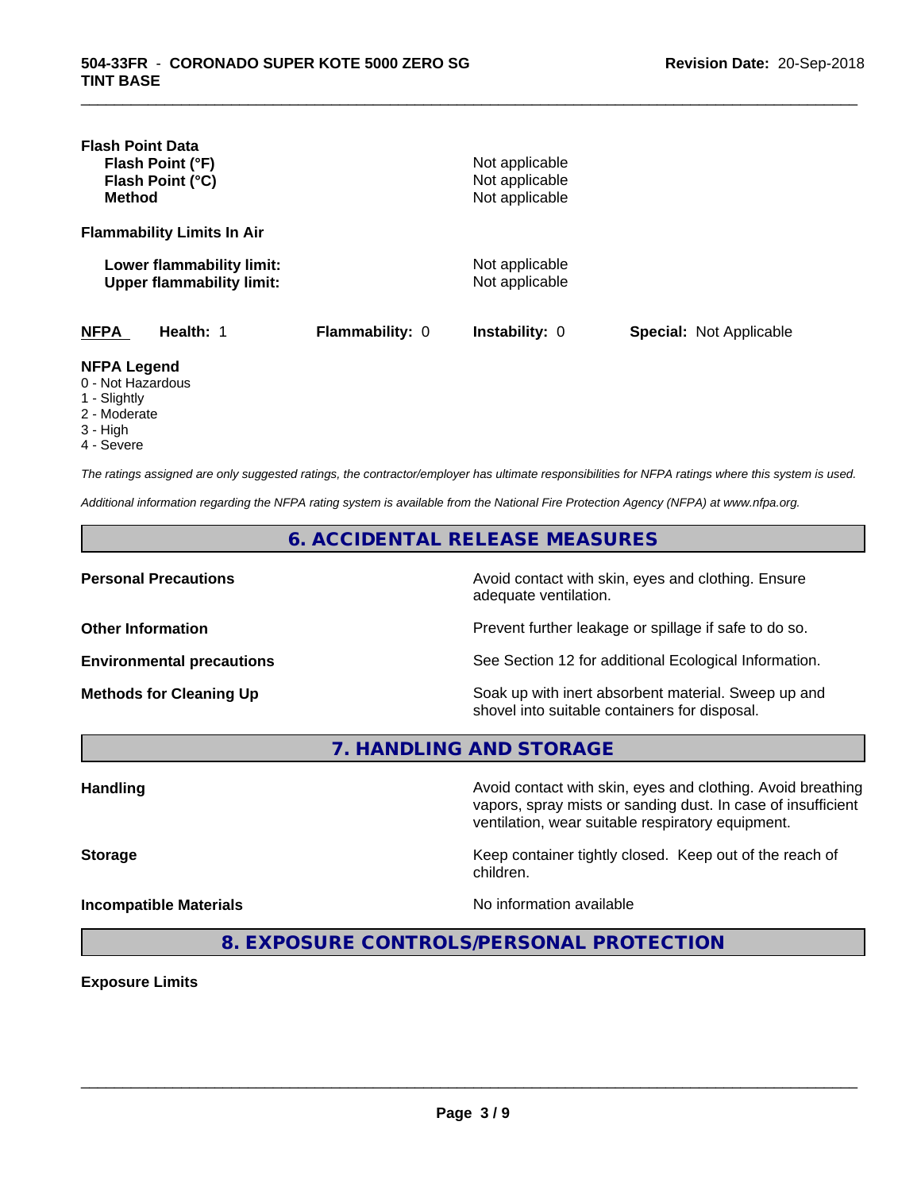**Flash Point Data**

| | |
|---|---|
| **Flash Point (°F)** | Not applicable |
| **Flash Point (°C)** | Not applicable |
| **Method** | Not applicable |

**Flammability Limits In Air**

| | |
|---|---|
| **Lower flammability limit:** | Not applicable |
| **Upper flammability limit:** | Not applicable |

| NFPA | Health: 1 | Flammability: 0 | Instability: 0 | Special: Not Applicable |
|---|---|---|---|---|

**NFPA Legend**

- 0 - Not Hazardous
- 1 - Slightly
- 2 - Moderate
- 3 - High
- 4 - Severe

*The ratings assigned are only suggested ratings, the contractor/employer has ultimate responsibilities for NFPA ratings where this system is used.*

*Additional information regarding the NFPA rating system is available from the National Fire Protection Agency (NFPA) at www.nfpa.org.*

## 6. ACCIDENTAL RELEASE MEASURES

| | |
|---|---|
| **Personal Precautions** | Avoid contact with skin, eyes and clothing. Ensure adequate ventilation. |
| **Other Information** | Prevent further leakage or spillage if safe to do so. |
| **Environmental precautions** | See Section 12 for additional Ecological Information. |
| **Methods for Cleaning Up** | Soak up with inert absorbent material. Sweep up and shovel into suitable containers for disposal. |

## 7. HANDLING AND STORAGE

| | |
|---|---|
| **Handling** | Avoid contact with skin, eyes and clothing. Avoid breathing vapors, spray mists or sanding dust. In case of insufficient ventilation, wear suitable respiratory equipment. |
| **Storage** | Keep container tightly closed. Keep out of the reach of children. |
| **Incompatible Materials** | No information available |

## 8. EXPOSURE CONTROLS/PERSONAL PROTECTION

**Exposure Limits**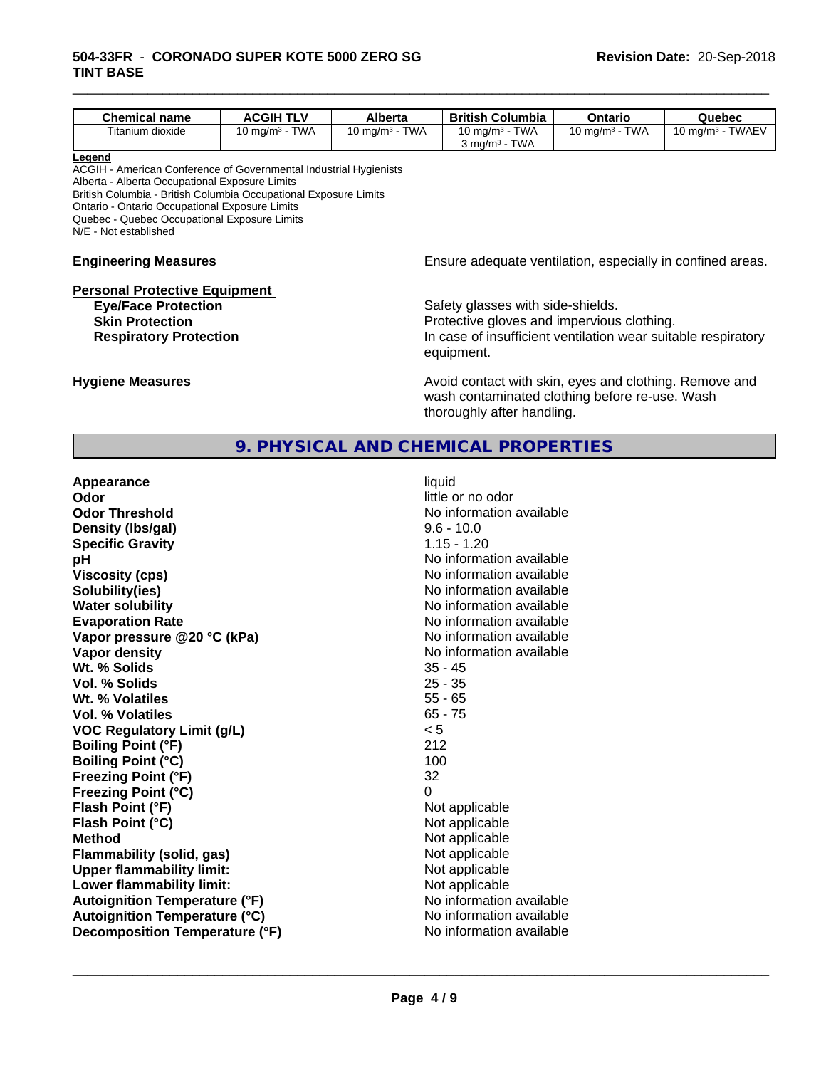| Chemical name | ACGIH TLV | Alberta | British Columbia | Ontario | Quebec |
|---|---|---|---|---|---|
| Titanium dioxide | 10 mg/m³ - TWA | 10 mg/m³ - TWA | 10 mg/m³ - TWA<br>3 mg/m³ - TWA | 10 mg/m³ - TWA | 10 mg/m³ - TWAEV |

**Legend**

ACGIH - American Conference of Governmental Industrial Hygienists
Alberta - Alberta Occupational Exposure Limits
British Columbia - British Columbia Occupational Exposure Limits
Ontario - Ontario Occupational Exposure Limits
Quebec - Quebec Occupational Exposure Limits
N/E - Not established

**Engineering Measures** Ensure adequate ventilation, especially in confined areas.

**Personal Protective Equipment**

**Eye/Face Protection** Safety glasses with side-shields.

**Skin Protection** Protective gloves and impervious clothing.

**Respiratory Protection** In case of insufficient ventilation wear suitable respiratory equipment.

**Hygiene Measures** Avoid contact with skin, eyes and clothing. Remove and wash contaminated clothing before re-use. Wash thoroughly after handling.

## 9. PHYSICAL AND CHEMICAL PROPERTIES

| | |
|---|---|
| **Appearance** | liquid |
| **Odor** | little or no odor |
| **Odor Threshold** | No information available |
| **Density (lbs/gal)** | 9.6 - 10.0 |
| **Specific Gravity** | 1.15 - 1.20 |
| **pH** | No information available |
| **Viscosity (cps)** | No information available |
| **Solubility(ies)** | No information available |
| **Water solubility** | No information available |
| **Evaporation Rate** | No information available |
| **Vapor pressure @20 °C (kPa)** | No information available |
| **Vapor density** | No information available |
| **Wt. % Solids** | 35 - 45 |
| **Vol. % Solids** | 25 - 35 |
| **Wt. % Volatiles** | 55 - 65 |
| **Vol. % Volatiles** | 65 - 75 |
| **VOC Regulatory Limit (g/L)** | < 5 |
| **Boiling Point (°F)** | 212 |
| **Boiling Point (°C)** | 100 |
| **Freezing Point (°F)** | 32 |
| **Freezing Point (°C)** | 0 |
| **Flash Point (°F)** | Not applicable |
| **Flash Point (°C)** | Not applicable |
| **Method** | Not applicable |
| **Flammability (solid, gas)** | Not applicable |
| **Upper flammability limit:** | Not applicable |
| **Lower flammability limit:** | Not applicable |
| **Autoignition Temperature (°F)** | No information available |
| **Autoignition Temperature (°C)** | No information available |
| **Decomposition Temperature (°F)** | No information available |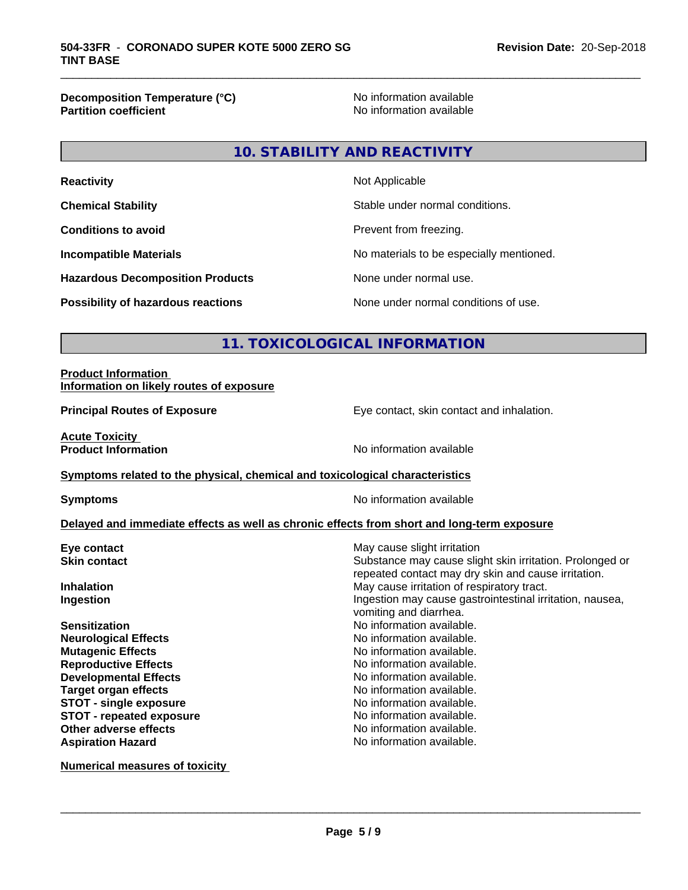**Decomposition Temperature (°C)** No information available
**Partition coefficient** No information available

## 10. STABILITY AND REACTIVITY

| | |
|---|---|
| **Reactivity** | Not Applicable |
| **Chemical Stability** | Stable under normal conditions. |
| **Conditions to avoid** | Prevent from freezing. |
| **Incompatible Materials** | No materials to be especially mentioned. |
| **Hazardous Decomposition Products** | None under normal use. |
| **Possibility of hazardous reactions** | None under normal conditions of use. |

## 11. TOXICOLOGICAL INFORMATION

**Product Information**
**Information on likely routes of exposure**

**Principal Routes of Exposure** Eye contact, skin contact and inhalation.

**Acute Toxicity**
**Product Information** No information available

**Symptoms related to the physical, chemical and toxicological characteristics**

**Symptoms** No information available

**Delayed and immediate effects as well as chronic effects from short and long-term exposure**

| | |
|---|---|
| **Eye contact** | May cause slight irritation |
| **Skin contact** | Substance may cause slight skin irritation. Prolonged or repeated contact may dry skin and cause irritation. |
| **Inhalation** | May cause irritation of respiratory tract. |
| **Ingestion** | Ingestion may cause gastrointestinal irritation, nausea, vomiting and diarrhea. |
| **Sensitization** | No information available. |
| **Neurological Effects** | No information available. |
| **Mutagenic Effects** | No information available. |
| **Reproductive Effects** | No information available. |
| **Developmental Effects** | No information available. |
| **Target organ effects** | No information available. |
| **STOT - single exposure** | No information available. |
| **STOT - repeated exposure** | No information available. |
| **Other adverse effects** | No information available. |
| **Aspiration Hazard** | No information available. |

**Numerical measures of toxicity**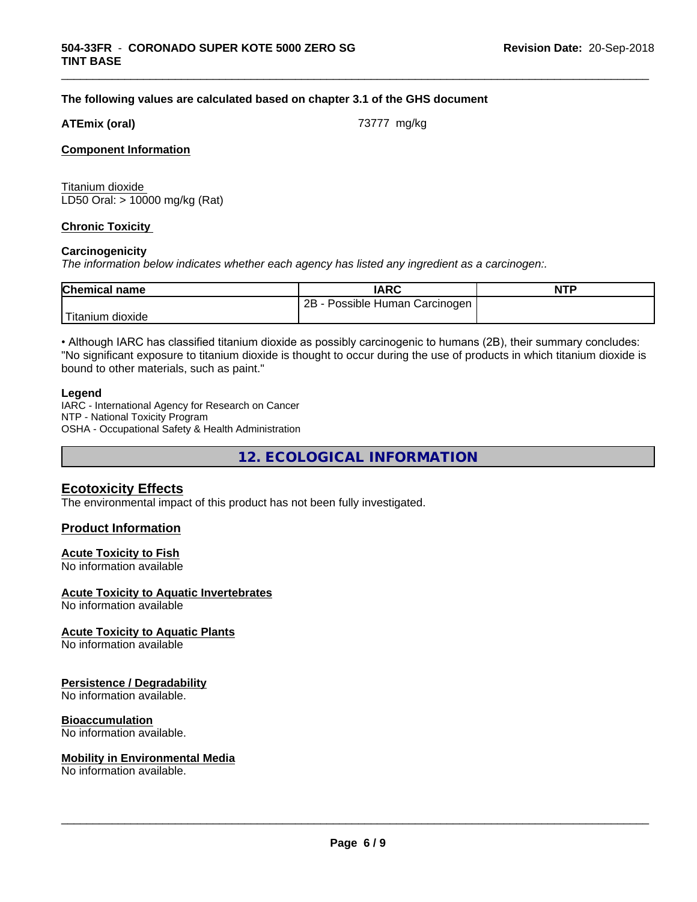**The following values are calculated based on chapter 3.1 of the GHS document**

**ATEmix (oral)** 73777 mg/kg

**Component Information**

Titanium dioxide
LD50 Oral: > 10000 mg/kg (Rat)

**Chronic Toxicity**

**Carcinogenicity**

*The information below indicates whether each agency has listed any ingredient as a carcinogen:.*

| Chemical name | IARC | NTP |
| --- | --- | --- |
| Titanium dioxide | 2B - Possible Human Carcinogen | |

• Although IARC has classified titanium dioxide as possibly carcinogenic to humans (2B), their summary concludes: "No significant exposure to titanium dioxide is thought to occur during the use of products in which titanium dioxide is bound to other materials, such as paint."

**Legend**

IARC - International Agency for Research on Cancer
NTP - National Toxicity Program
OSHA - Occupational Safety & Health Administration

# 12. ECOLOGICAL INFORMATION

## Ecotoxicity Effects

The environmental impact of this product has not been fully investigated.

### Product Information

**Acute Toxicity to Fish**
No information available

**Acute Toxicity to Aquatic Invertebrates**
No information available

**Acute Toxicity to Aquatic Plants**
No information available

**Persistence / Degradability**
No information available.

**Bioaccumulation**
No information available.

**Mobility in Environmental Media**
No information available.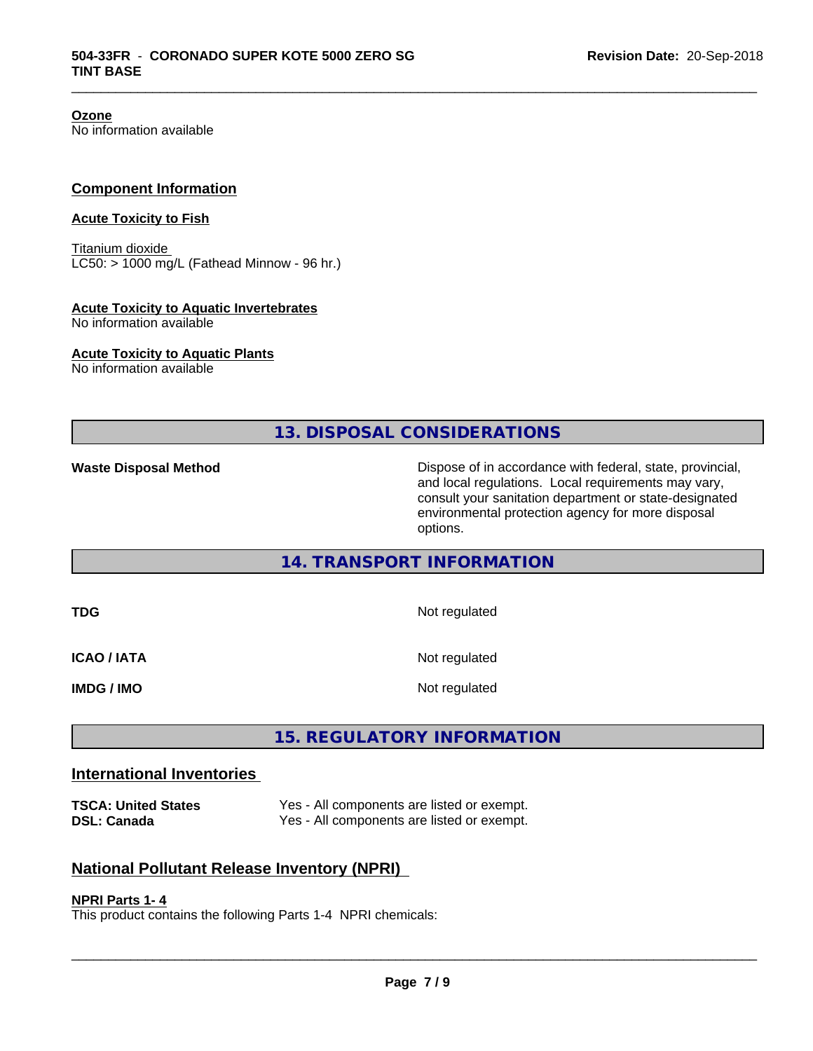**Ozone**
No information available

## Component Information

**Acute Toxicity to Fish**

Titanium dioxide
LC50: > 1000 mg/L (Fathead Minnow - 96 hr.)

**Acute Toxicity to Aquatic Invertebrates**
No information available

**Acute Toxicity to Aquatic Plants**
No information available

## 13. DISPOSAL CONSIDERATIONS

| | |
|---|---|
| **Waste Disposal Method** | Dispose of in accordance with federal, state, provincial, and local regulations. Local requirements may vary, consult your sanitation department or state-designated environmental protection agency for more disposal options. |

## 14. TRANSPORT INFORMATION

| | |
|---|---|
| **TDG** | Not regulated |
| **ICAO / IATA** | Not regulated |
| **IMDG / IMO** | Not regulated |

## 15. REGULATORY INFORMATION

## International Inventories

| | |
|---|---|
| **TSCA: United States** | Yes - All components are listed or exempt. |
| **DSL: Canada** | Yes - All components are listed or exempt. |

## National Pollutant Release Inventory (NPRI)

**NPRI Parts 1- 4**
This product contains the following Parts 1-4 NPRI chemicals: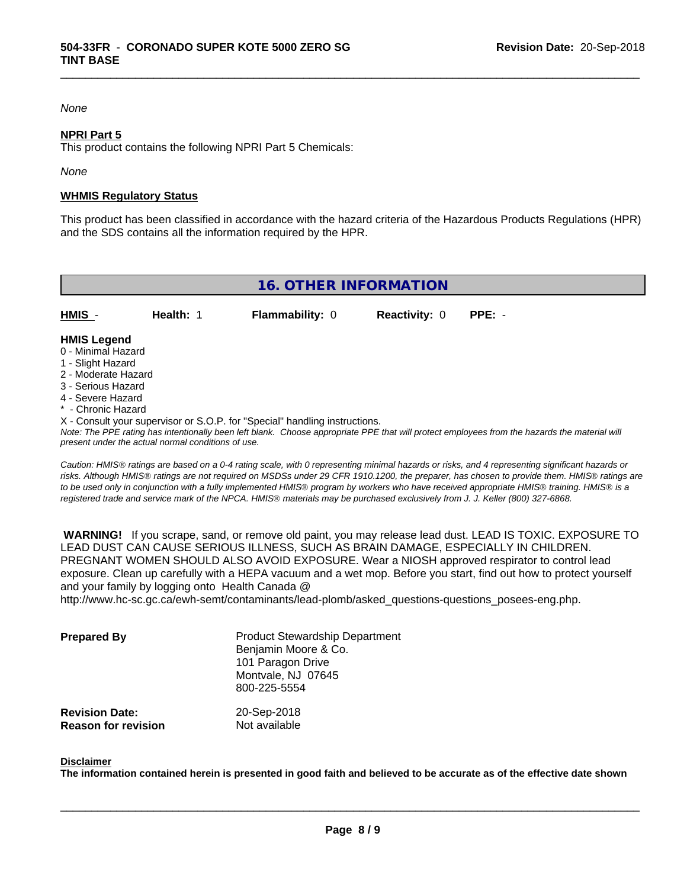*None*

**NPRI Part 5**

This product contains the following NPRI Part 5 Chemicals:

*None*

**WHMIS Regulatory Status**

This product has been classified in accordance with the hazard criteria of the Hazardous Products Regulations (HPR) and the SDS contains all the information required by the HPR.

## 16. OTHER INFORMATION

| **HMIS** - | **Health:** 1 | **Flammability:** 0 | **Reactivity:** 0 | **PPE:** - |
|---|---|---|---|---|

**HMIS Legend**

0 - Minimal Hazard
1 - Slight Hazard
2 - Moderate Hazard
3 - Serious Hazard
4 - Severe Hazard
* - Chronic Hazard
X - Consult your supervisor or S.O.P. for "Special" handling instructions.

*Note: The PPE rating has intentionally been left blank. Choose appropriate PPE that will protect employees from the hazards the material will present under the actual normal conditions of use.*

*Caution: HMIS® ratings are based on a 0-4 rating scale, with 0 representing minimal hazards or risks, and 4 representing significant hazards or risks. Although HMIS® ratings are not required on MSDSs under 29 CFR 1910.1200, the preparer, has chosen to provide them. HMIS® ratings are to be used only in conjunction with a fully implemented HMIS® program by workers who have received appropriate HMIS® training. HMIS® is a registered trade and service mark of the NPCA. HMIS® materials may be purchased exclusively from J. J. Keller (800) 327-6868.*

**WARNING!** If you scrape, sand, or remove old paint, you may release lead dust. LEAD IS TOXIC. EXPOSURE TO LEAD DUST CAN CAUSE SERIOUS ILLNESS, SUCH AS BRAIN DAMAGE, ESPECIALLY IN CHILDREN. PREGNANT WOMEN SHOULD ALSO AVOID EXPOSURE. Wear a NIOSH approved respirator to control lead exposure. Clean up carefully with a HEPA vacuum and a wet mop. Before you start, find out how to protect yourself and your family by logging onto Health Canada @ http://www.hc-sc.gc.ca/ewh-semt/contaminants/lead-plomb/asked_questions-questions_posees-eng.php.

| | |
|---|---|
| **Prepared By** | Product Stewardship Department<br>Benjamin Moore & Co.<br>101 Paragon Drive<br>Montvale, NJ 07645<br>800-225-5554 |
| **Revision Date:** | 20-Sep-2018 |
| **Reason for revision** | Not available |

**Disclaimer**

**The information contained herein is presented in good faith and believed to be accurate as of the effective date shown**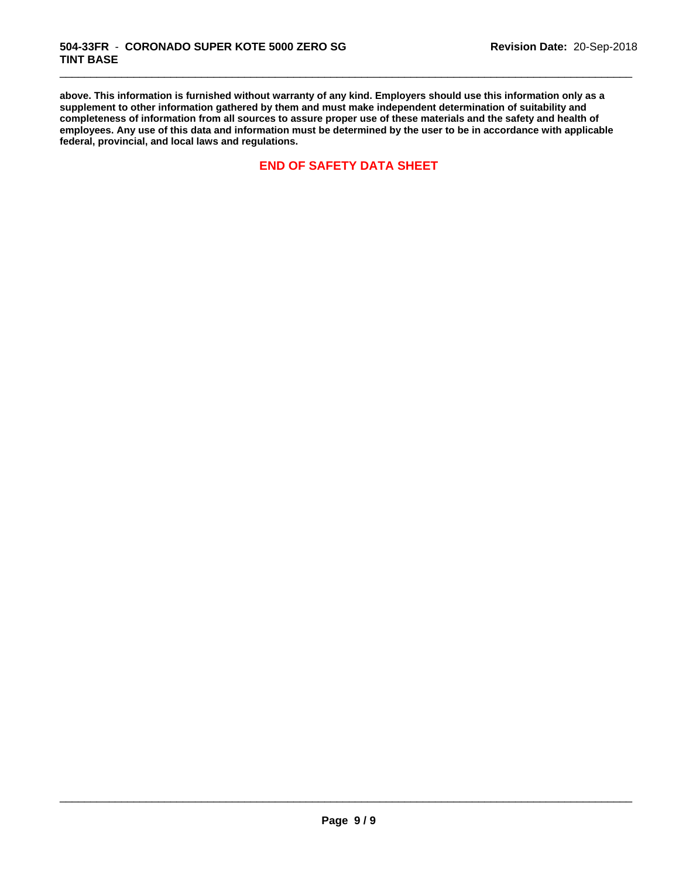**above. This information is furnished without warranty of any kind. Employers should use this information only as a supplement to other information gathered by them and must make independent determination of suitability and completeness of information from all sources to assure proper use of these materials and the safety and health of employees. Any use of this data and information must be determined by the user to be in accordance with applicable federal, provincial, and local laws and regulations.**

**END OF SAFETY DATA SHEET**